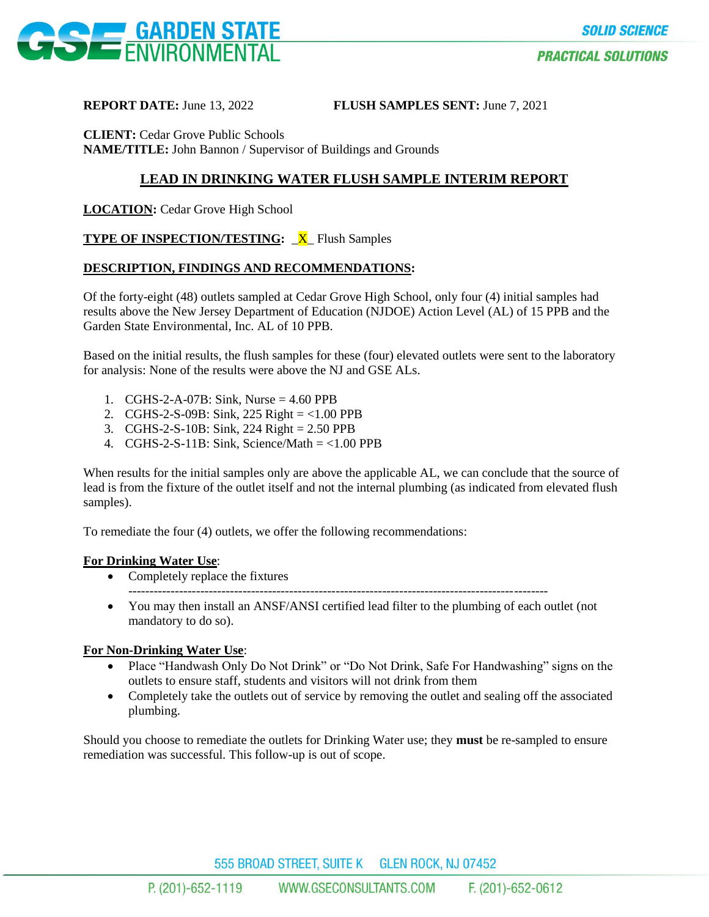**REPORT DATE:** June 13, 2022 **FLUSH SAMPLES SENT:** June 7, 2021

**CLIENT:** Cedar Grove Public Schools
**NAME/TITLE:** John Bannon / Supervisor of Buildings and Grounds

## LEAD IN DRINKING WATER FLUSH SAMPLE INTERIM REPORT

**LOCATION:** Cedar Grove High School

**TYPE OF INSPECTION/TESTING:** _X_ Flush Samples

**DESCRIPTION, FINDINGS AND RECOMMENDATIONS:**

Of the forty-eight (48) outlets sampled at Cedar Grove High School, only four (4) initial samples had results above the New Jersey Department of Education (NJDOE) Action Level (AL) of 15 PPB and the Garden State Environmental, Inc. AL of 10 PPB.

Based on the initial results, the flush samples for these (four) elevated outlets were sent to the laboratory for analysis: None of the results were above the NJ and GSE ALs.

1. CGHS-2-A-07B: Sink, Nurse = 4.60 PPB
2. CGHS-2-S-09B: Sink, 225 Right = <1.00 PPB
3. CGHS-2-S-10B: Sink, 224 Right = 2.50 PPB
4. CGHS-2-S-11B: Sink, Science/Math = <1.00 PPB

When results for the initial samples only are above the applicable AL, we can conclude that the source of lead is from the fixture of the outlet itself and not the internal plumbing (as indicated from elevated flush samples).

To remediate the four (4) outlets, we offer the following recommendations:

**For Drinking Water Use**:

- Completely replace the fixtures

  ---

- You may then install an ANSF/ANSI certified lead filter to the plumbing of each outlet (not mandatory to do so).

**For Non-Drinking Water Use**:

- Place "Handwash Only Do Not Drink" or "Do Not Drink, Safe For Handwashing" signs on the outlets to ensure staff, students and visitors will not drink from them
- Completely take the outlets out of service by removing the outlet and sealing off the associated plumbing.

Should you choose to remediate the outlets for Drinking Water use; they **must** be re-sampled to ensure remediation was successful. This follow-up is out of scope.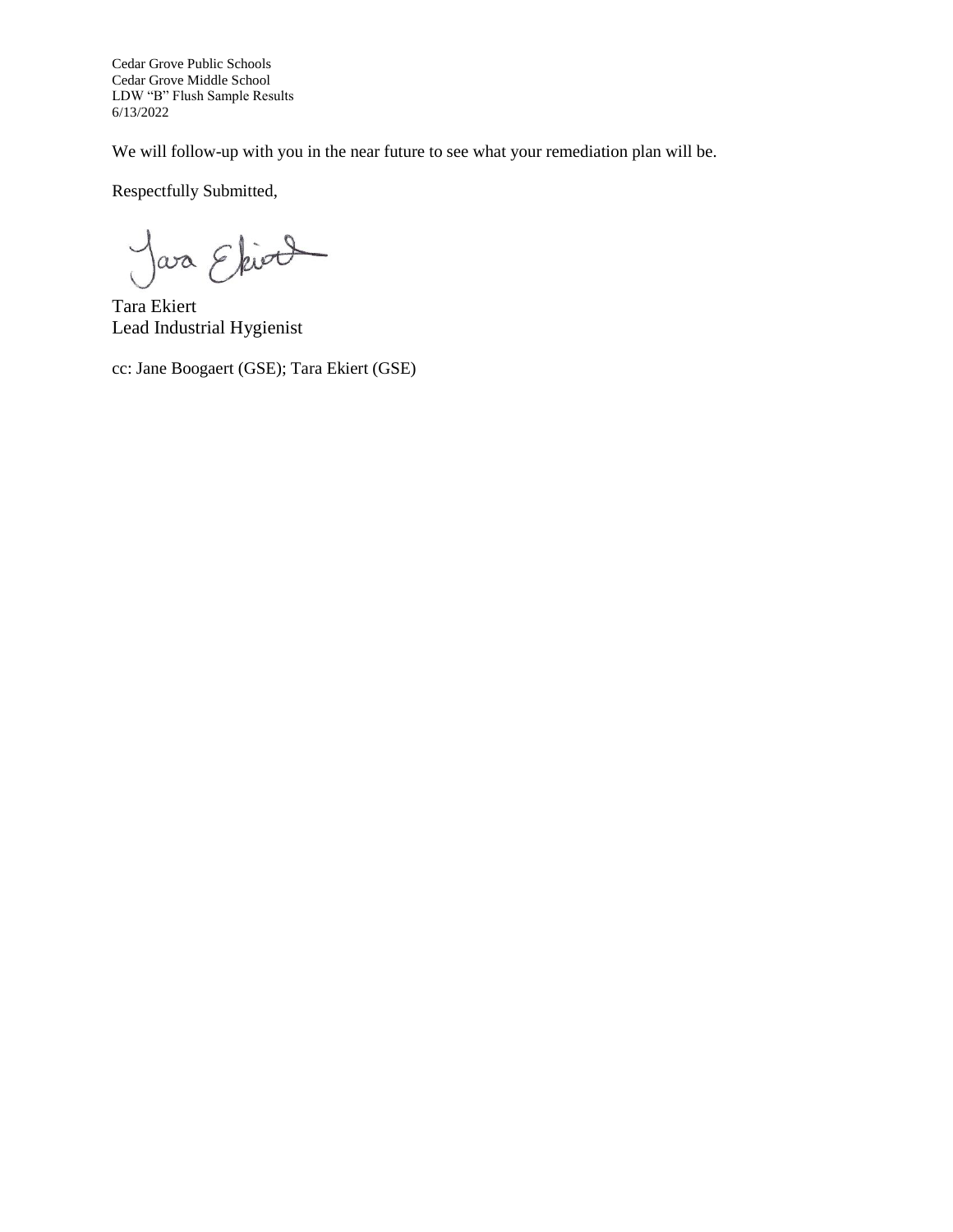We will follow-up with you in the near future to see what your remediation plan will be.

Respectfully Submitted,

Tara Ekiert
Lead Industrial Hygienist

cc: Jane Boogaert (GSE); Tara Ekiert (GSE)